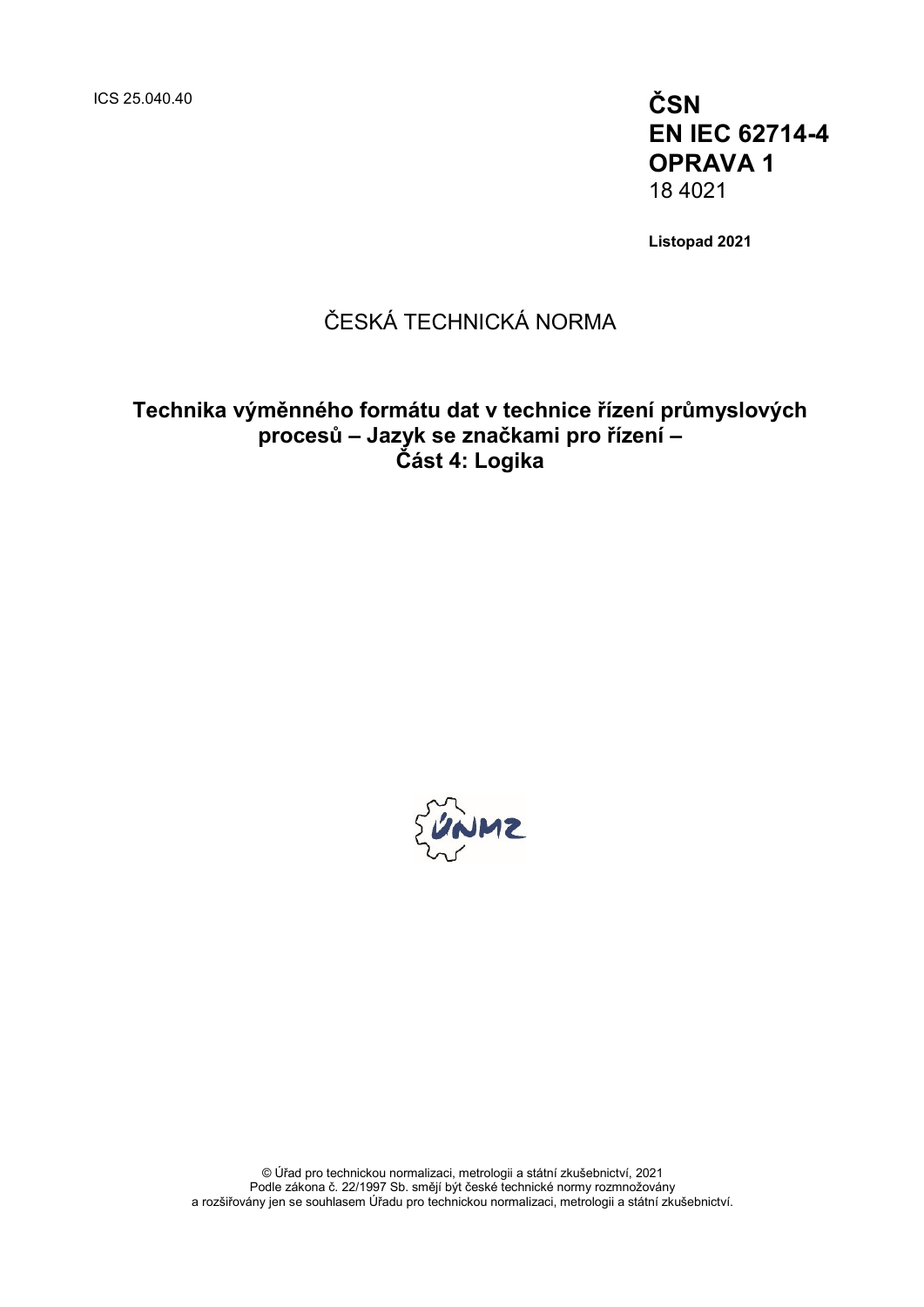ICS 25.040.40

**ČSN**
**EN IEC 62714-4**
**OPRAVA 1**
18 4021

**Listopad 2021**

ČESKÁ TECHNICKÁ NORMA

# Technika výměnného formátu dat v technice řízení průmyslových procesů – Jazyk se značkami pro řízení – Část 4: Logika

© Úřad pro technickou normalizaci, metrologii a státní zkušebnictví, 2021
Podle zákona č. 22/1997 Sb. smějí být české technické normy rozmnožovány a rozšiřovány jen se souhlasem Úřadu pro technickou normalizaci, metrologii a státní zkušebnictví.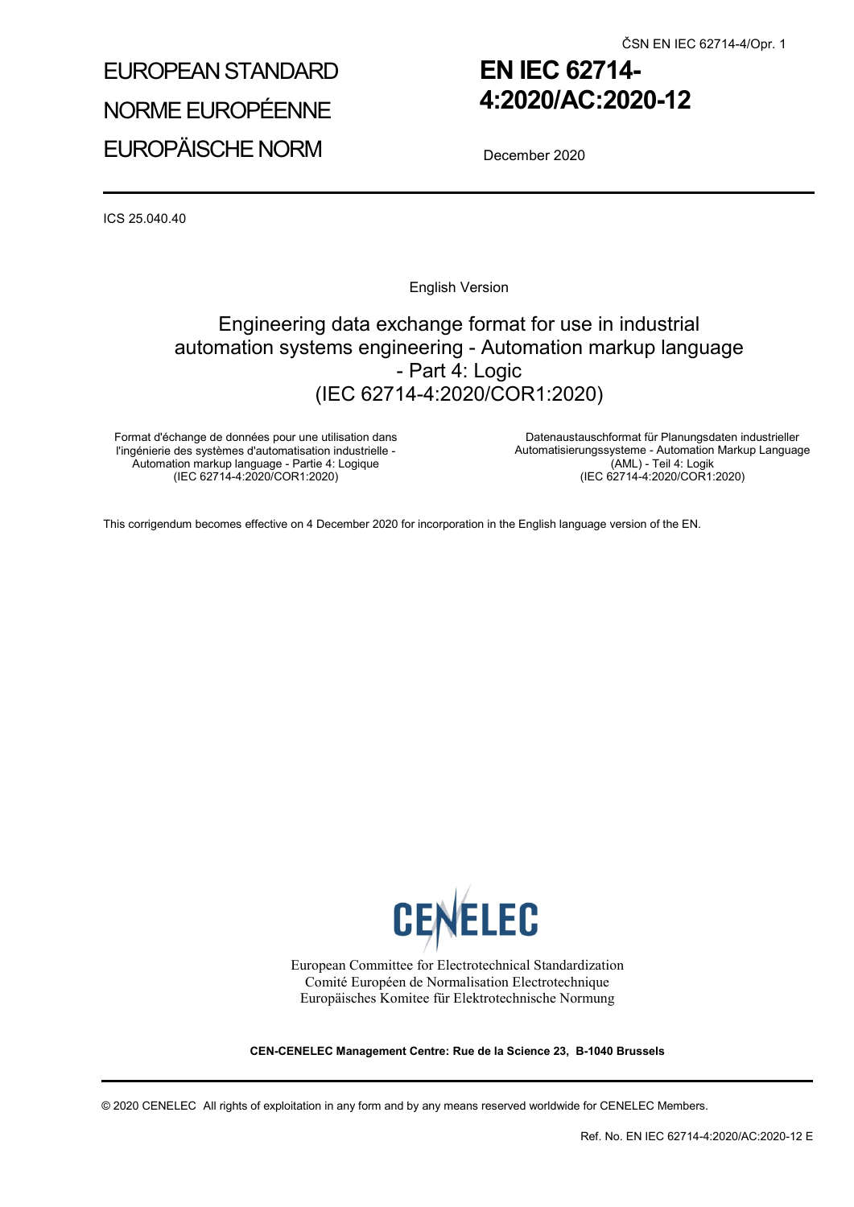EUROPEAN STANDARD

NORME EUROPÉENNE

EUROPÄISCHE NORM

# EN IEC 62714-4:2020/AC:2020-12

December 2020

ICS 25.040.40

English Version

## Engineering data exchange format for use in industrial automation systems engineering - Automation markup language - Part 4: Logic (IEC 62714-4:2020/COR1:2020)

Format d'échange de données pour une utilisation dans l'ingénierie des systèmes d'automatisation industrielle - Automation markup language - Partie 4: Logique (IEC 62714-4:2020/COR1:2020)

Datenaustauschformat für Planungsdaten industrieller Automatisierungssysteme - Automation Markup Language (AML) - Teil 4: Logik (IEC 62714-4:2020/COR1:2020)

This corrigendum becomes effective on 4 December 2020 for incorporation in the English language version of the EN.

CENELEC

European Committee for Electrotechnical Standardization
Comité Européen de Normalisation Electrotechnique
Europäisches Komitee für Elektrotechnische Normung

**CEN-CENELEC Management Centre: Rue de la Science 23, B-1040 Brussels**

© 2020 CENELEC All rights of exploitation in any form and by any means reserved worldwide for CENELEC Members.

Ref. No. EN IEC 62714-4:2020/AC:2020-12 E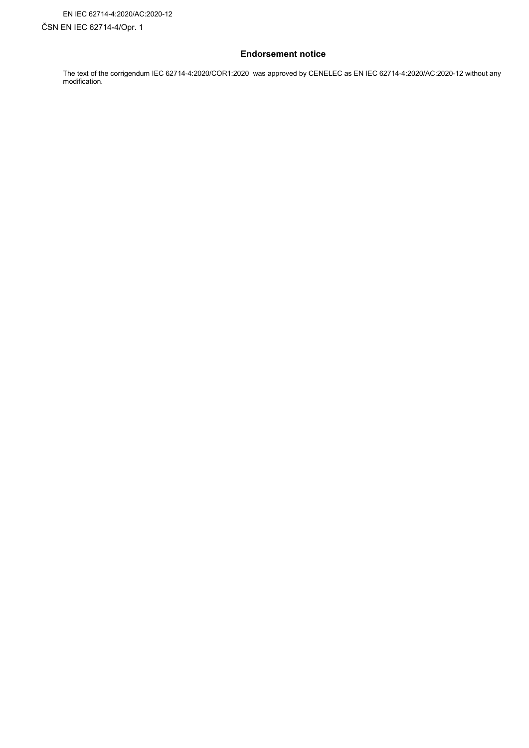## Endorsement notice

The text of the corrigendum IEC 62714-4:2020/COR1:2020 was approved by CENELEC as EN IEC 62714-4:2020/AC:2020-12 without any modification.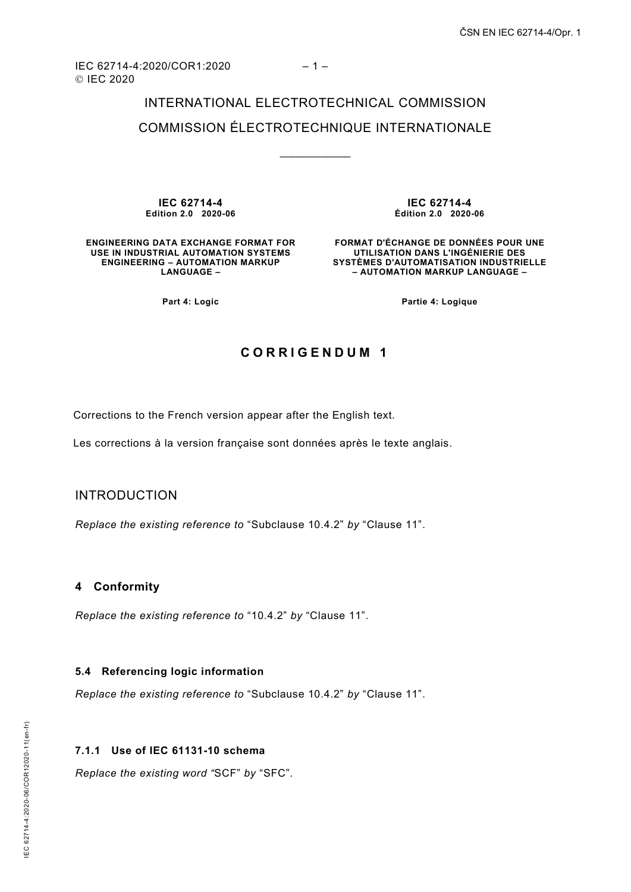INTERNATIONAL ELECTROTECHNICAL COMMISSION

COMMISSION ÉLECTROTECHNIQUE INTERNATIONALE

\_\_\_\_\_\_\_\_\_\_\_\_

| IEC 62714-4<br>Edition 2.0 2020-06 | IEC 62714-4<br>Édition 2.0 2020-06 |
|---|---|
| **ENGINEERING DATA EXCHANGE FORMAT FOR USE IN INDUSTRIAL AUTOMATION SYSTEMS ENGINEERING – AUTOMATION MARKUP LANGUAGE –** | **FORMAT D'ÉCHANGE DE DONNÉES POUR UNE UTILISATION DANS L'INGÉNIERIE DES SYSTÈMES D'AUTOMATISATION INDUSTRIELLE – AUTOMATION MARKUP LANGUAGE –** |
| **Part 4: Logic** | **Partie 4: Logique** |

# CORRIGENDUM 1

Corrections to the French version appear after the English text.

Les corrections à la version française sont données après le texte anglais.

## INTRODUCTION

*Replace the existing reference to* “Subclause 10.4.2” *by* “Clause 11”.

## 4 Conformity

*Replace the existing reference to* “10.4.2” *by* “Clause 11”.

### 5.4 Referencing logic information

*Replace the existing reference to* “Subclause 10.4.2” *by* “Clause 11”.

### 7.1.1 Use of IEC 61131-10 schema

*Replace the existing word “*SCF” *by* “SFC”.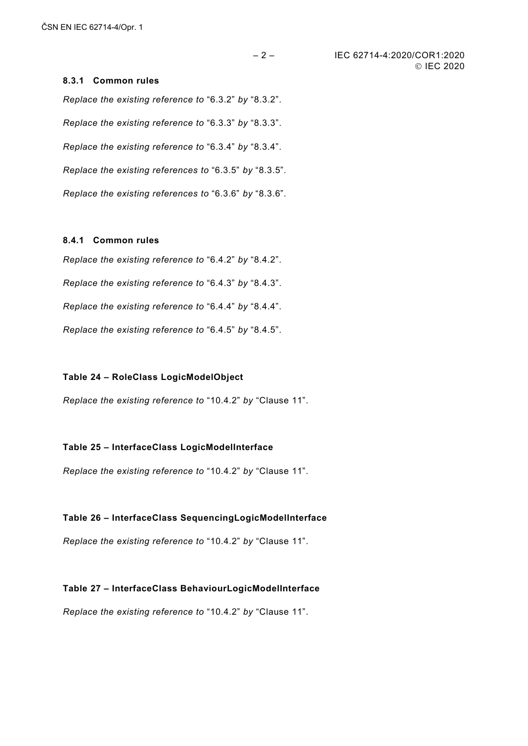### 8.3.1 Common rules

*Replace the existing reference to* “6.3.2” *by* “8.3.2”.

*Replace the existing reference to* “6.3.3” *by* “8.3.3”.

*Replace the existing reference to* “6.3.4” *by* “8.3.4”.

*Replace the existing references to* “6.3.5” *by* “8.3.5”.

*Replace the existing references to* “6.3.6” *by* “8.3.6”.

### 8.4.1 Common rules

*Replace the existing reference to* “6.4.2” *by* “8.4.2”.

*Replace the existing reference to* “6.4.3” *by* “8.4.3”.

*Replace the existing reference to* “6.4.4” *by* “8.4.4”.

*Replace the existing reference to* “6.4.5” *by* “8.4.5”.

### Table 24 – RoleClass LogicModelObject

*Replace the existing reference to* “10.4.2” *by* “Clause 11”.

### Table 25 – InterfaceClass LogicModelInterface

*Replace the existing reference to* “10.4.2” *by* “Clause 11”.

### Table 26 – InterfaceClass SequencingLogicModelInterface

*Replace the existing reference to* “10.4.2” *by* “Clause 11”.

### Table 27 – InterfaceClass BehaviourLogicModelInterface

*Replace the existing reference to* “10.4.2” *by* “Clause 11”.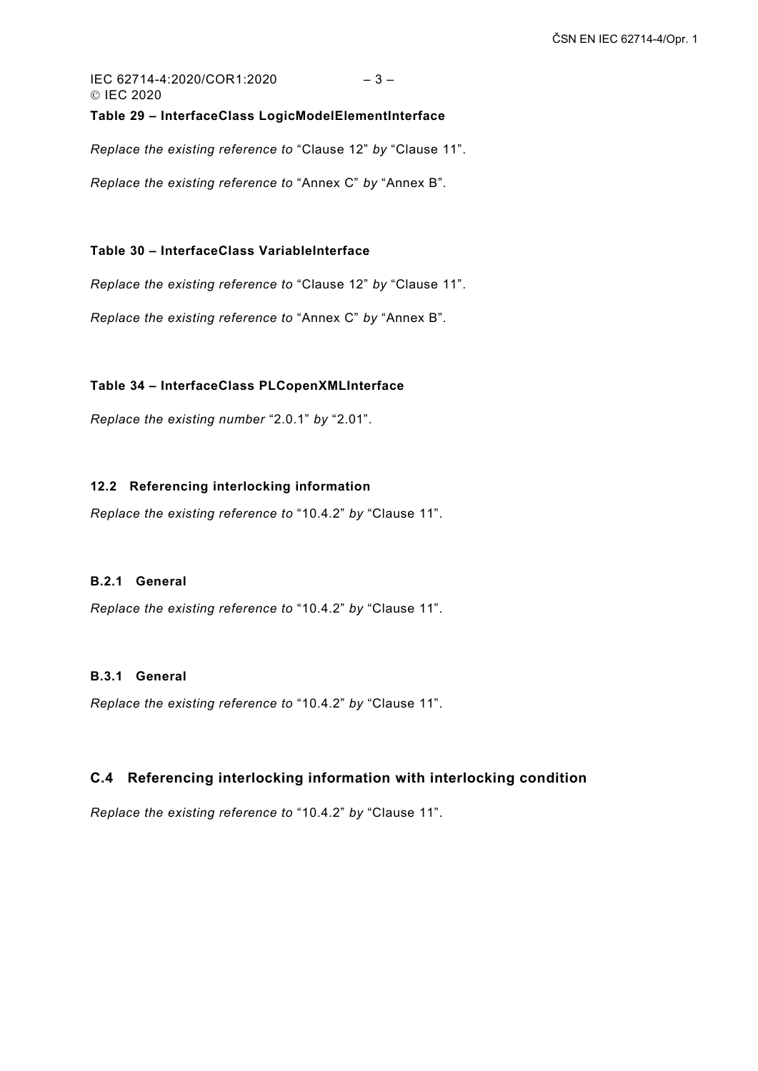**Table 29 – InterfaceClass LogicModelElementInterface**

*Replace the existing reference to* “Clause 12” *by* “Clause 11”.

*Replace the existing reference to* “Annex C” *by* “Annex B”.

**Table 30 – InterfaceClass VariableInterface**

*Replace the existing reference to* “Clause 12” *by* “Clause 11”.

*Replace the existing reference to* “Annex C” *by* “Annex B”.

**Table 34 – InterfaceClass PLCopenXMLInterface**

*Replace the existing number* “2.0.1” *by* “2.01”.

### 12.2 Referencing interlocking information

*Replace the existing reference to* “10.4.2” *by* “Clause 11”.

### B.2.1 General

*Replace the existing reference to* “10.4.2” *by* “Clause 11”.

### B.3.1 General

*Replace the existing reference to* “10.4.2” *by* “Clause 11”.

## C.4 Referencing interlocking information with interlocking condition

*Replace the existing reference to* “10.4.2” *by* “Clause 11”.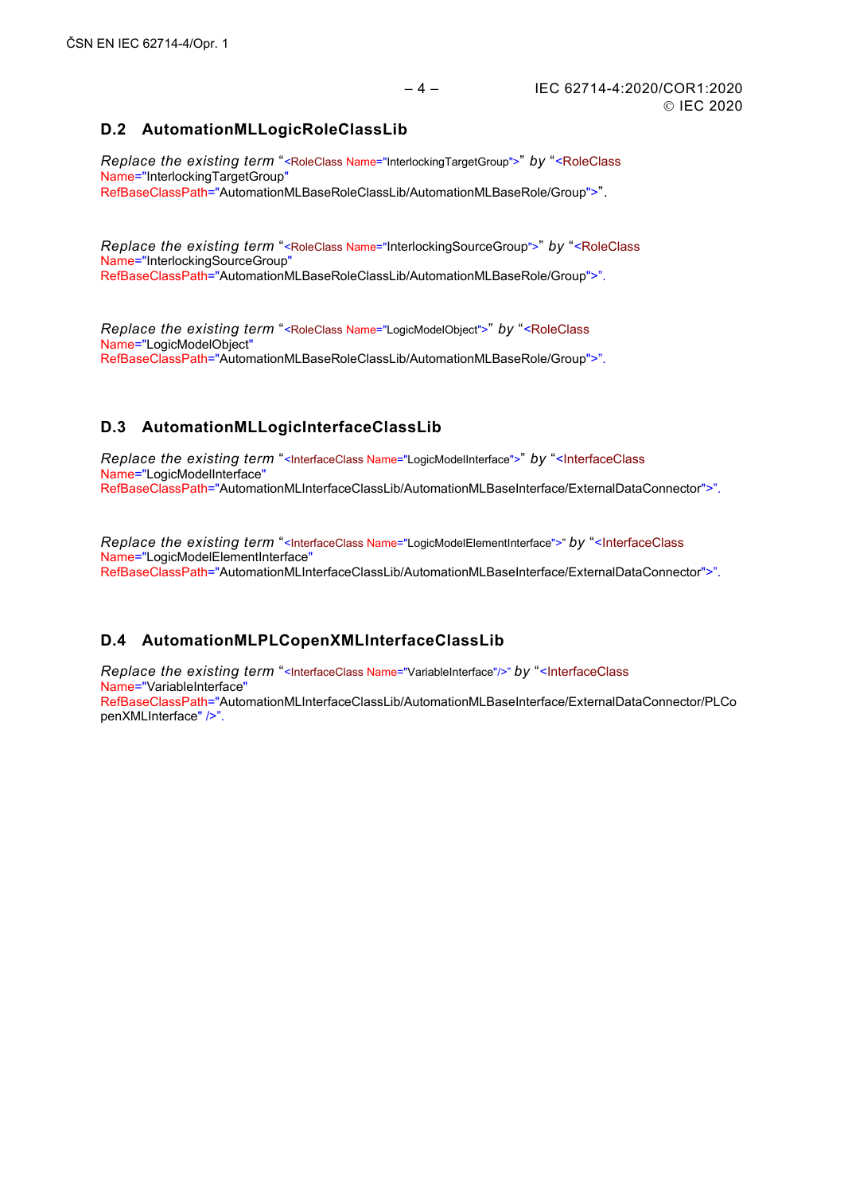## D.2 AutomationMLLogicRoleClassLib

*Replace the existing term* “<RoleClass Name="InterlockingTargetGroup">” *by* “<RoleClass Name="InterlockingTargetGroup" RefBaseClassPath="AutomationMLBaseRoleClassLib/AutomationMLBaseRole/Group">”.

*Replace the existing term* “<RoleClass Name="InterlockingSourceGroup">” *by* “<RoleClass Name="InterlockingSourceGroup" RefBaseClassPath="AutomationMLBaseRoleClassLib/AutomationMLBaseRole/Group">”.

*Replace the existing term* “<RoleClass Name="LogicModelObject">” *by* “<RoleClass Name="LogicModelObject" RefBaseClassPath="AutomationMLBaseRoleClassLib/AutomationMLBaseRole/Group">”.

## D.3 AutomationMLLogicInterfaceClassLib

*Replace the existing term* “<InterfaceClass Name="LogicModelInterface">” *by* “<InterfaceClass Name="LogicModelInterface" RefBaseClassPath="AutomationMLInterfaceClassLib/AutomationMLBaseInterface/ExternalDataConnector">”.

*Replace the existing term* “<InterfaceClass Name="LogicModelElementInterface">” *by* “<InterfaceClass Name="LogicModelElementInterface" RefBaseClassPath="AutomationMLInterfaceClassLib/AutomationMLBaseInterface/ExternalDataConnector">”.

## D.4 AutomationMLPLCopenXMLInterfaceClassLib

*Replace the existing term* “<InterfaceClass Name="VariableInterface"/>” *by* “<InterfaceClass Name="VariableInterface" RefBaseClassPath="AutomationMLInterfaceClassLib/AutomationMLBaseInterface/ExternalDataConnector/PLCopenXMLInterface" />”.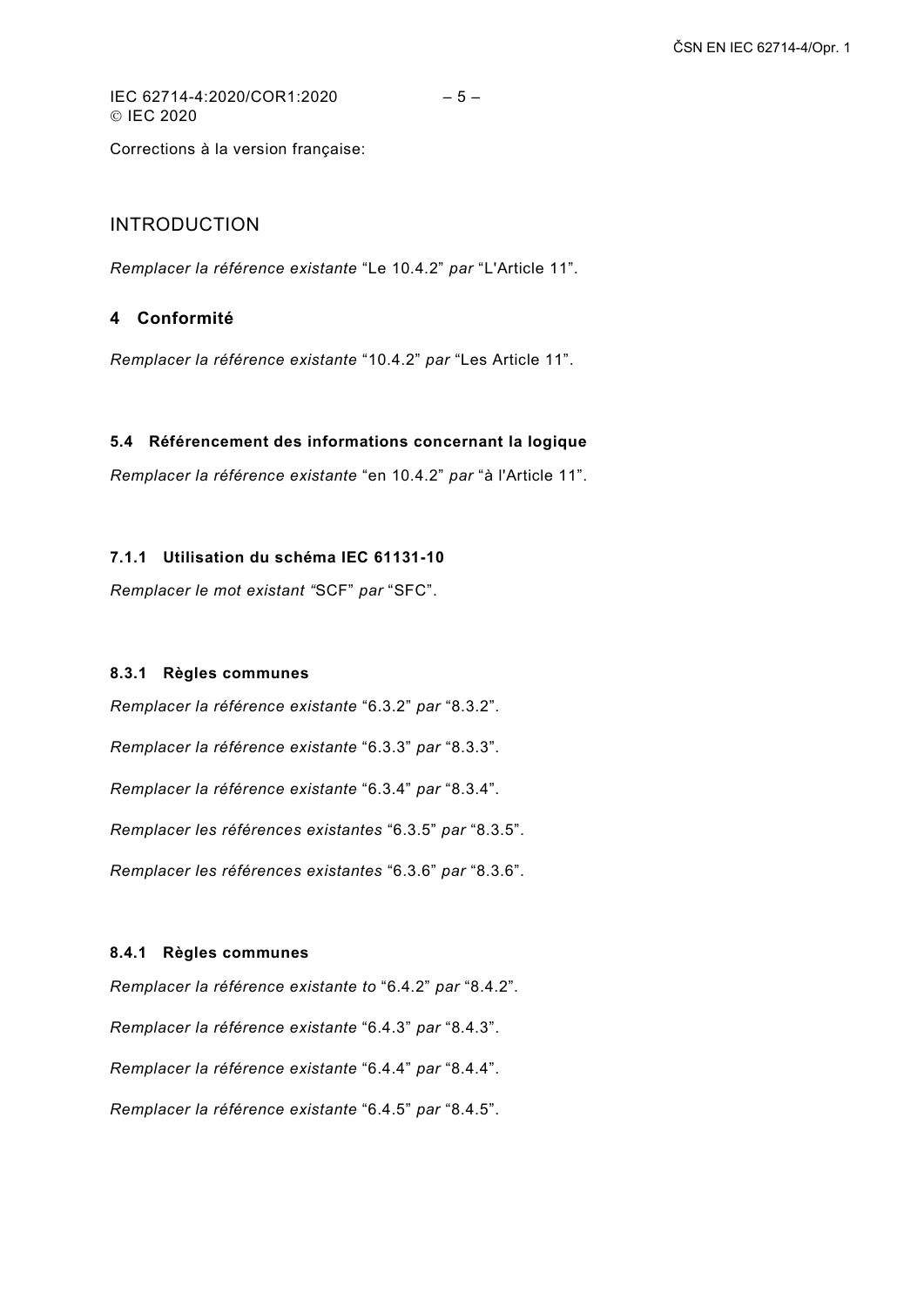Corrections à la version française:

## INTRODUCTION

*Remplacer la référence existante* “Le 10.4.2” *par* “L'Article 11”.

## 4 Conformité

*Remplacer la référence existante* “10.4.2” *par* “Les Article 11”.

### 5.4 Référencement des informations concernant la logique

*Remplacer la référence existante* “en 10.4.2” *par* “à l'Article 11”.

#### 7.1.1 Utilisation du schéma IEC 61131-10

*Remplacer le mot existant “*SCF” *par* “SFC”.

#### 8.3.1 Règles communes

*Remplacer la référence existante* “6.3.2” *par* “8.3.2”.

*Remplacer la référence existante* “6.3.3” *par* “8.3.3”.

*Remplacer la référence existante* “6.3.4” *par* “8.3.4”.

*Remplacer les références existantes* “6.3.5” *par* “8.3.5”.

*Remplacer les références existantes* “6.3.6” *par* “8.3.6”.

#### 8.4.1 Règles communes

*Remplacer la référence existante to* “6.4.2” *par* “8.4.2”.

*Remplacer la référence existante* “6.4.3” *par* “8.4.3”.

*Remplacer la référence existante* “6.4.4” *par* “8.4.4”.

*Remplacer la référence existante* “6.4.5” *par* “8.4.5”.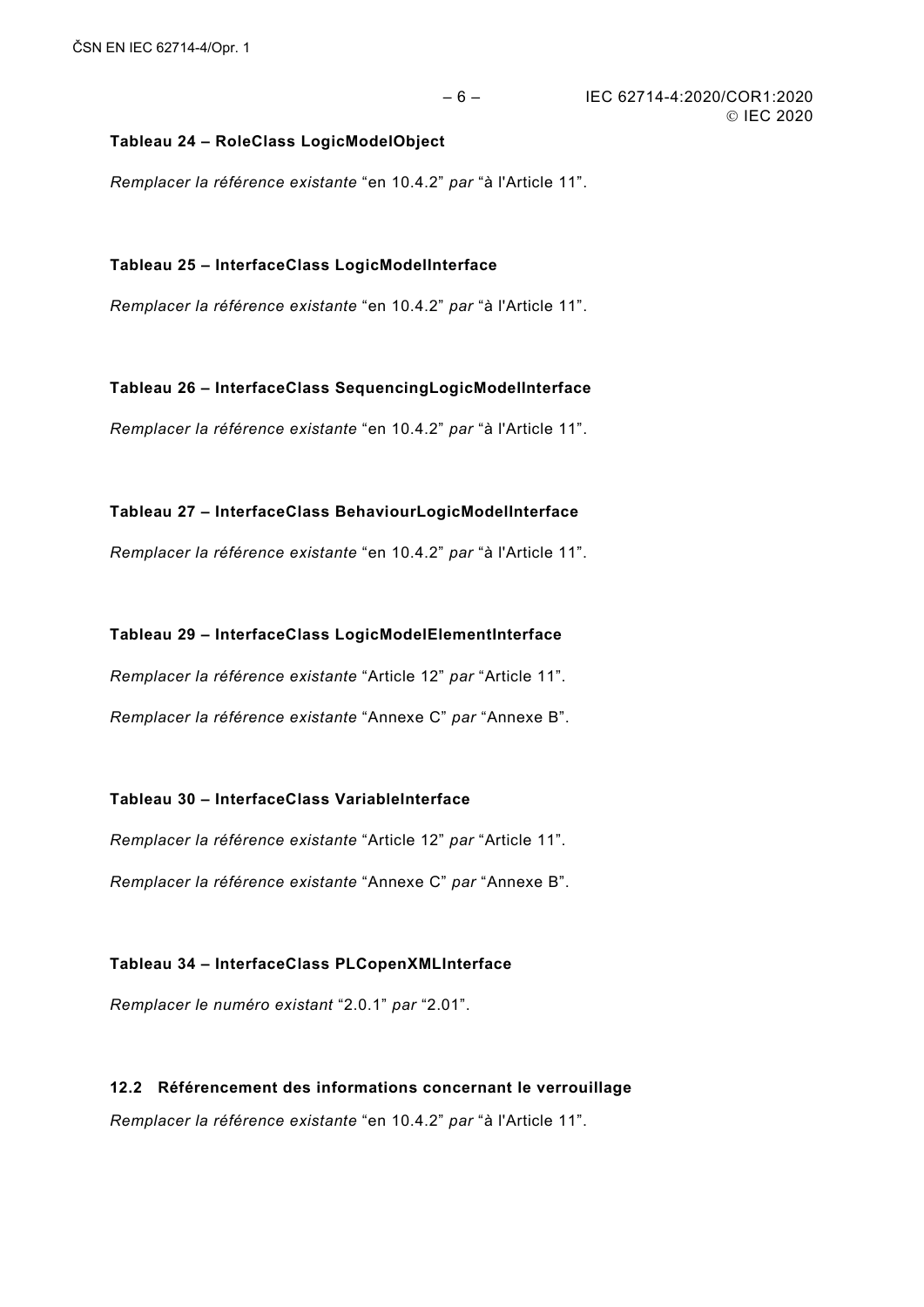**Tableau 24 – RoleClass LogicModelObject**

*Remplacer la référence existante* “en 10.4.2” *par* “à l'Article 11”.

**Tableau 25 – InterfaceClass LogicModelInterface**

*Remplacer la référence existante* “en 10.4.2” *par* “à l'Article 11”.

**Tableau 26 – InterfaceClass SequencingLogicModelInterface**

*Remplacer la référence existante* “en 10.4.2” *par* “à l'Article 11”.

**Tableau 27 – InterfaceClass BehaviourLogicModelInterface**

*Remplacer la référence existante* “en 10.4.2” *par* “à l'Article 11”.

**Tableau 29 – InterfaceClass LogicModelElementInterface**

*Remplacer la référence existante* “Article 12” *par* “Article 11”.

*Remplacer la référence existante* “Annexe C” *par* “Annexe B”.

**Tableau 30 – InterfaceClass VariableInterface**

*Remplacer la référence existante* “Article 12” *par* “Article 11”.

*Remplacer la référence existante* “Annexe C” *par* “Annexe B”.

**Tableau 34 – InterfaceClass PLCopenXMLInterface**

*Remplacer le numéro existant* “2.0.1” *par* “2.01”.

**12.2 Référencement des informations concernant le verrouillage**

*Remplacer la référence existante* “en 10.4.2” *par* “à l'Article 11”.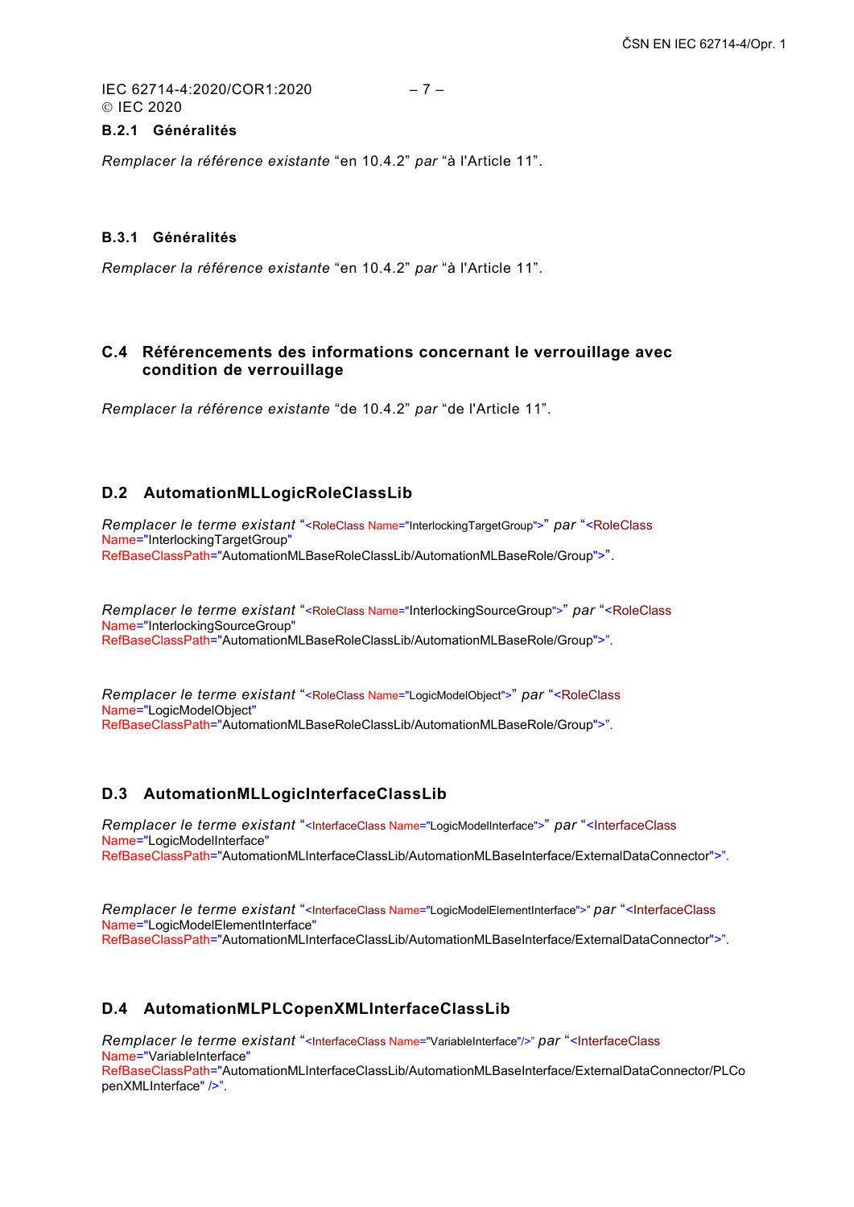### B.2.1 Généralités

*Remplacer la référence existante* “en 10.4.2” *par* “à l'Article 11”.

### B.3.1 Généralités

*Remplacer la référence existante* “en 10.4.2” *par* “à l'Article 11”.

## C.4 Référencements des informations concernant le verrouillage avec condition de verrouillage

*Remplacer la référence existante* “de 10.4.2” *par* “de l'Article 11”.

## D.2 AutomationMLLogicRoleClassLib

*Remplacer le terme existant* “<RoleClass Name="InterlockingTargetGroup">” *par* “<RoleClass Name="InterlockingTargetGroup" RefBaseClassPath="AutomationMLBaseRoleClassLib/AutomationMLBaseRole/Group">”.

*Remplacer le terme existant* “<RoleClass Name="InterlockingSourceGroup">” *par* “<RoleClass Name="InterlockingSourceGroup" RefBaseClassPath="AutomationMLBaseRoleClassLib/AutomationMLBaseRole/Group">”.

*Remplacer le terme existant* “<RoleClass Name="LogicModelObject">” *par* “<RoleClass Name="LogicModelObject" RefBaseClassPath="AutomationMLBaseRoleClassLib/AutomationMLBaseRole/Group">”.

## D.3 AutomationMLLogicInterfaceClassLib

*Remplacer le terme existant* “<InterfaceClass Name="LogicModelInterface">” *par* “<InterfaceClass Name="LogicModelInterface" RefBaseClassPath="AutomationMLInterfaceClassLib/AutomationMLBaseInterface/ExternalDataConnector">”.

*Remplacer le terme existant* “<InterfaceClass Name="LogicModelElementInterface">” *par* “<InterfaceClass Name="LogicModelElementInterface" RefBaseClassPath="AutomationMLInterfaceClassLib/AutomationMLBaseInterface/ExternalDataConnector">”.

## D.4 AutomationMLPLCopenXMLInterfaceClassLib

*Remplacer le terme existant* “<InterfaceClass Name="VariableInterface"/>” *par* “<InterfaceClass Name="VariableInterface" RefBaseClassPath="AutomationMLInterfaceClassLib/AutomationMLBaseInterface/ExternalDataConnector/PLCopenXMLInterface" />”.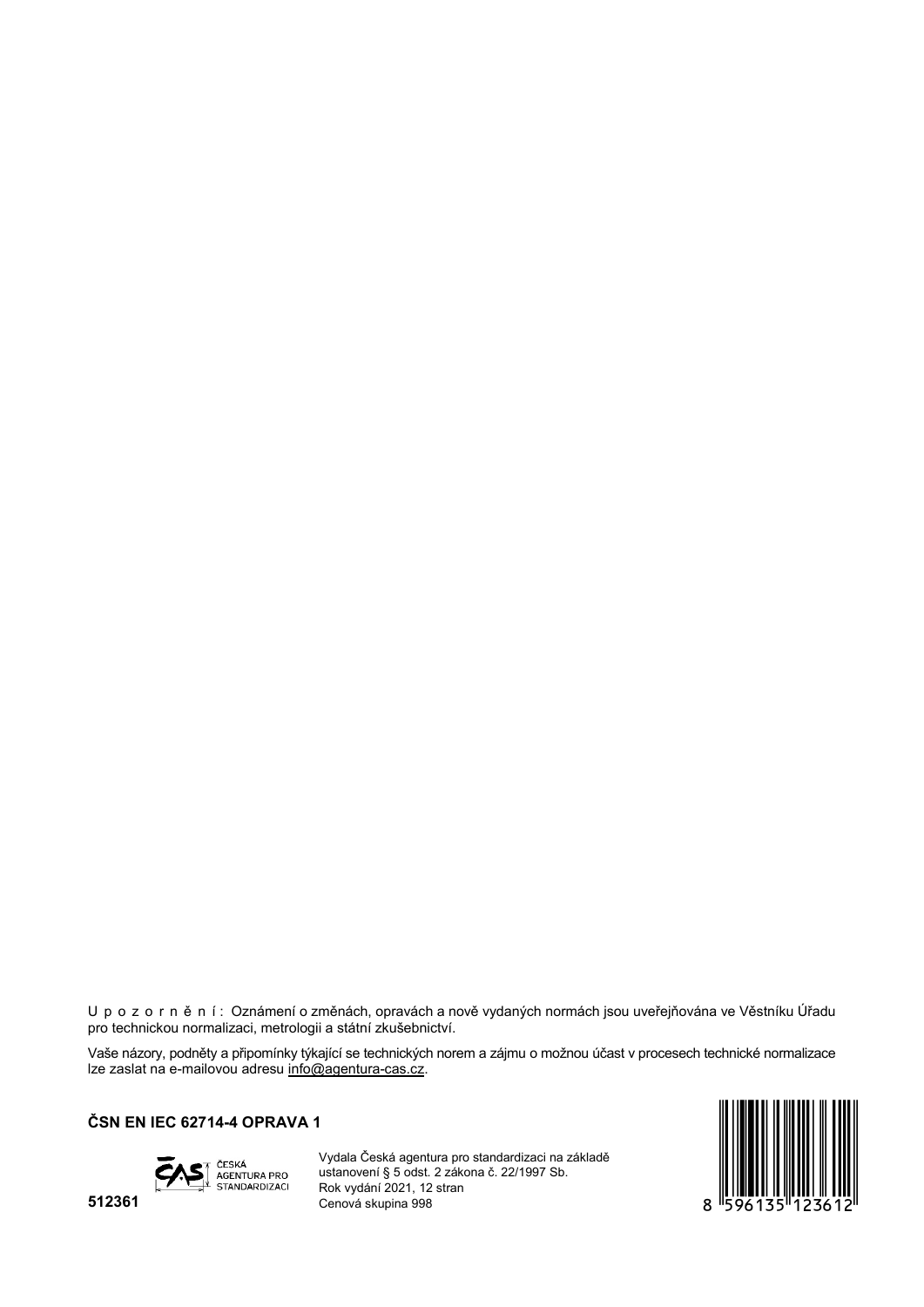Upozornění: Oznámení o změnách, opravách a nově vydaných normách jsou uveřejňována ve Věstníku Úřadu pro technickou normalizaci, metrologii a státní zkušebnictví.

Vaše názory, podněty a připomínky týkající se technických norem a zájmu o možnou účast v procesech technické normalizace lze zaslat na e-mailovou adresu info@agentura-cas.cz.

**ČSN EN IEC 62714-4 OPRAVA 1**

ČESKÁ AGENTURA PRO STANDARDIZACI

**512361**

Vydala Česká agentura pro standardizaci na základě ustanovení § 5 odst. 2 zákona č. 22/1997 Sb.
Rok vydání 2021, 12 stran
Cenová skupina 998

8 596135 123612